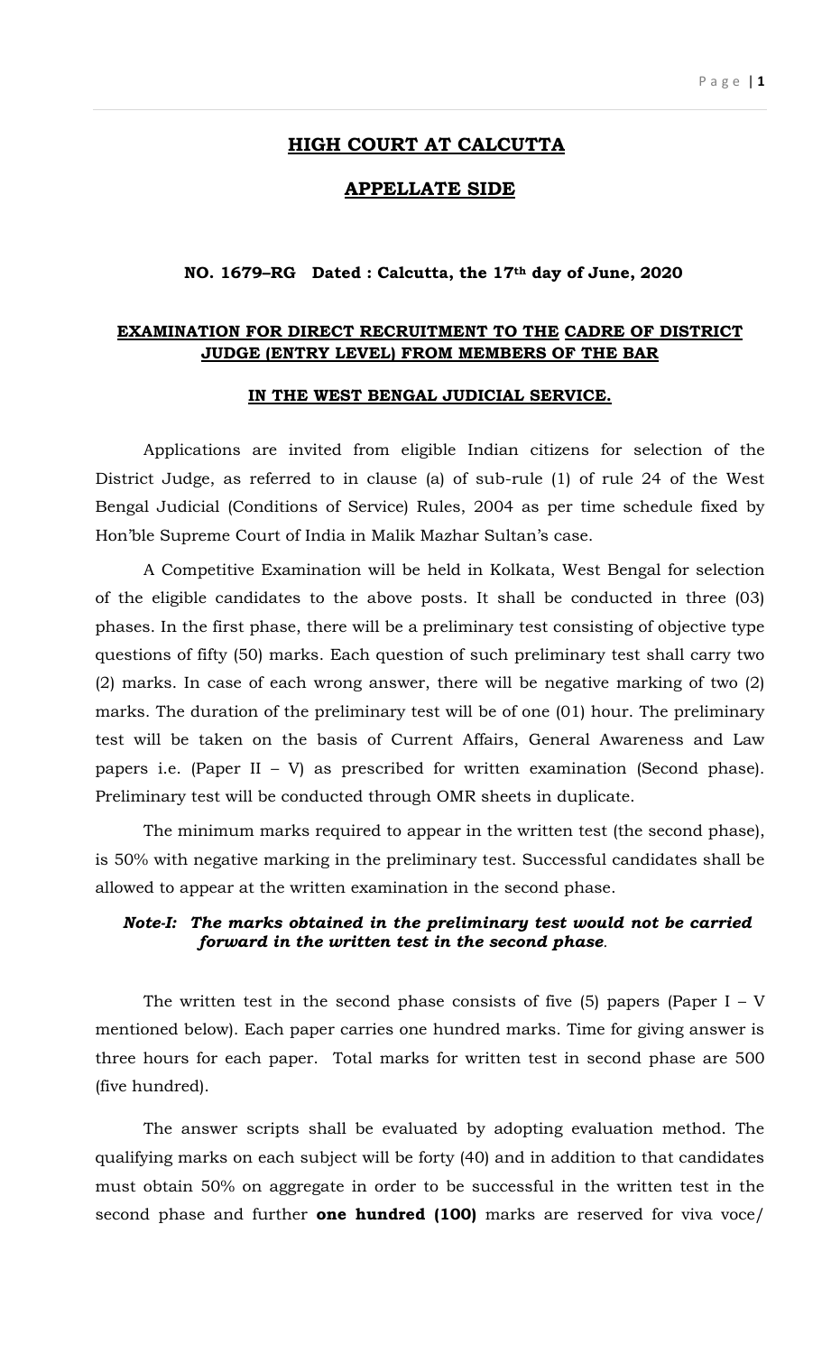# HIGH COURT AT CALCUTTA

## APPELLATE SIDE

**NO. 1679–RG Dated : Calcutta, the 17th day of June, 2020**

**EXAMINATION FOR DIRECT RECRUITMENT TO THE CADRE OF DISTRICT JUDGE (ENTRY LEVEL) FROM MEMBERS OF THE BAR**

**IN THE WEST BENGAL JUDICIAL SERVICE.**

Applications are invited from eligible Indian citizens for selection of the District Judge, as referred to in clause (a) of sub-rule (1) of rule 24 of the West Bengal Judicial (Conditions of Service) Rules, 2004 as per time schedule fixed by Hon'ble Supreme Court of India in Malik Mazhar Sultan's case.

A Competitive Examination will be held in Kolkata, West Bengal for selection of the eligible candidates to the above posts. It shall be conducted in three (03) phases. In the first phase, there will be a preliminary test consisting of objective type questions of fifty (50) marks. Each question of such preliminary test shall carry two (2) marks. In case of each wrong answer, there will be negative marking of two (2) marks. The duration of the preliminary test will be of one (01) hour. The preliminary test will be taken on the basis of Current Affairs, General Awareness and Law papers i.e. (Paper II – V) as prescribed for written examination (Second phase). Preliminary test will be conducted through OMR sheets in duplicate.

The minimum marks required to appear in the written test (the second phase), is 50% with negative marking in the preliminary test. Successful candidates shall be allowed to appear at the written examination in the second phase.

***Note-I: The marks obtained in the preliminary test would not be carried forward in the written test in the second phase.***

The written test in the second phase consists of five (5) papers (Paper I – V mentioned below). Each paper carries one hundred marks. Time for giving answer is three hours for each paper. Total marks for written test in second phase are 500 (five hundred).

The answer scripts shall be evaluated by adopting evaluation method. The qualifying marks on each subject will be forty (40) and in addition to that candidates must obtain 50% on aggregate in order to be successful in the written test in the second phase and further **one hundred (100)** marks are reserved for viva voce/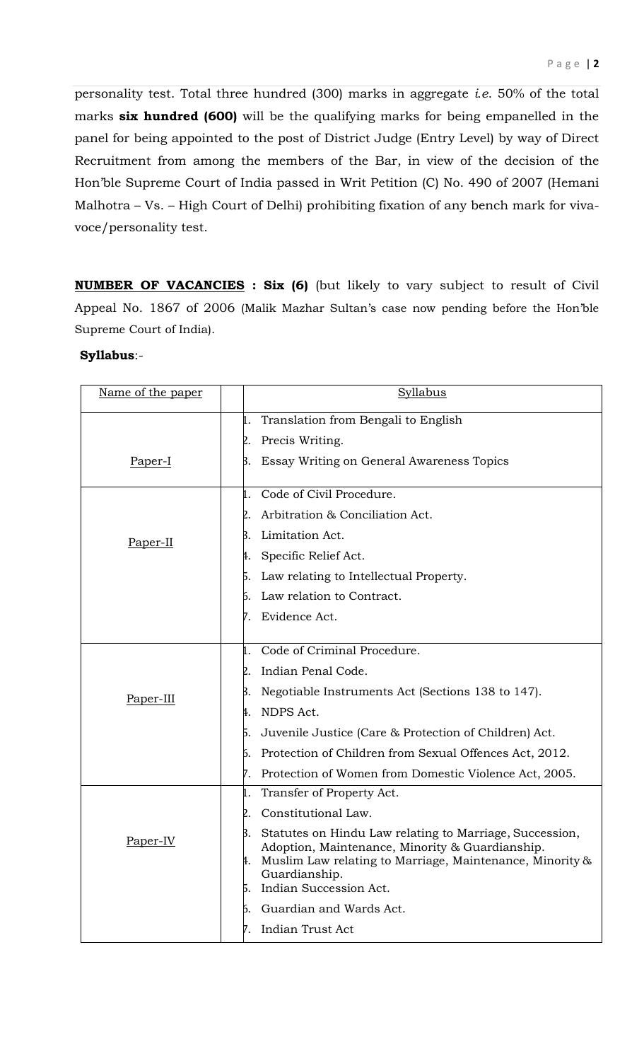personality test. Total three hundred (300) marks in aggregate *i.e.* 50% of the total marks **six hundred (600)** will be the qualifying marks for being empanelled in the panel for being appointed to the post of District Judge (Entry Level) by way of Direct Recruitment from among the members of the Bar, in view of the decision of the Hon'ble Supreme Court of India passed in Writ Petition (C) No. 490 of 2007 (Hemani Malhotra – Vs. – High Court of Delhi) prohibiting fixation of any bench mark for viva-voce/personality test.

**NUMBER OF VACANCIES : Six (6)** (but likely to vary subject to result of Civil Appeal No. 1867 of 2006 (Malik Mazhar Sultan's case now pending before the Hon'ble Supreme Court of India).

**Syllabus**:-

| Name of the paper | Syllabus |
|---|---|
| Paper-I | 1. Translation from Bengali to English<br>2. Precis Writing.<br>3. Essay Writing on General Awareness Topics |
| Paper-II | 1. Code of Civil Procedure.<br>2. Arbitration & Conciliation Act.<br>3. Limitation Act.<br>4. Specific Relief Act.<br>5. Law relating to Intellectual Property.<br>6. Law relation to Contract.<br>7. Evidence Act. |
| Paper-III | 1. Code of Criminal Procedure.<br>2. Indian Penal Code.<br>3. Negotiable Instruments Act (Sections 138 to 147).<br>4. NDPS Act.<br>5. Juvenile Justice (Care & Protection of Children) Act.<br>6. Protection of Children from Sexual Offences Act, 2012.<br>7. Protection of Women from Domestic Violence Act, 2005. |
| Paper-IV | 1. Transfer of Property Act.<br>2. Constitutional Law.<br>3. Statutes on Hindu Law relating to Marriage, Succession, Adoption, Maintenance, Minority & Guardianship.<br>4. Muslim Law relating to Marriage, Maintenance, Minority & Guardianship.<br>5. Indian Succession Act.<br>6. Guardian and Wards Act.<br>7. Indian Trust Act |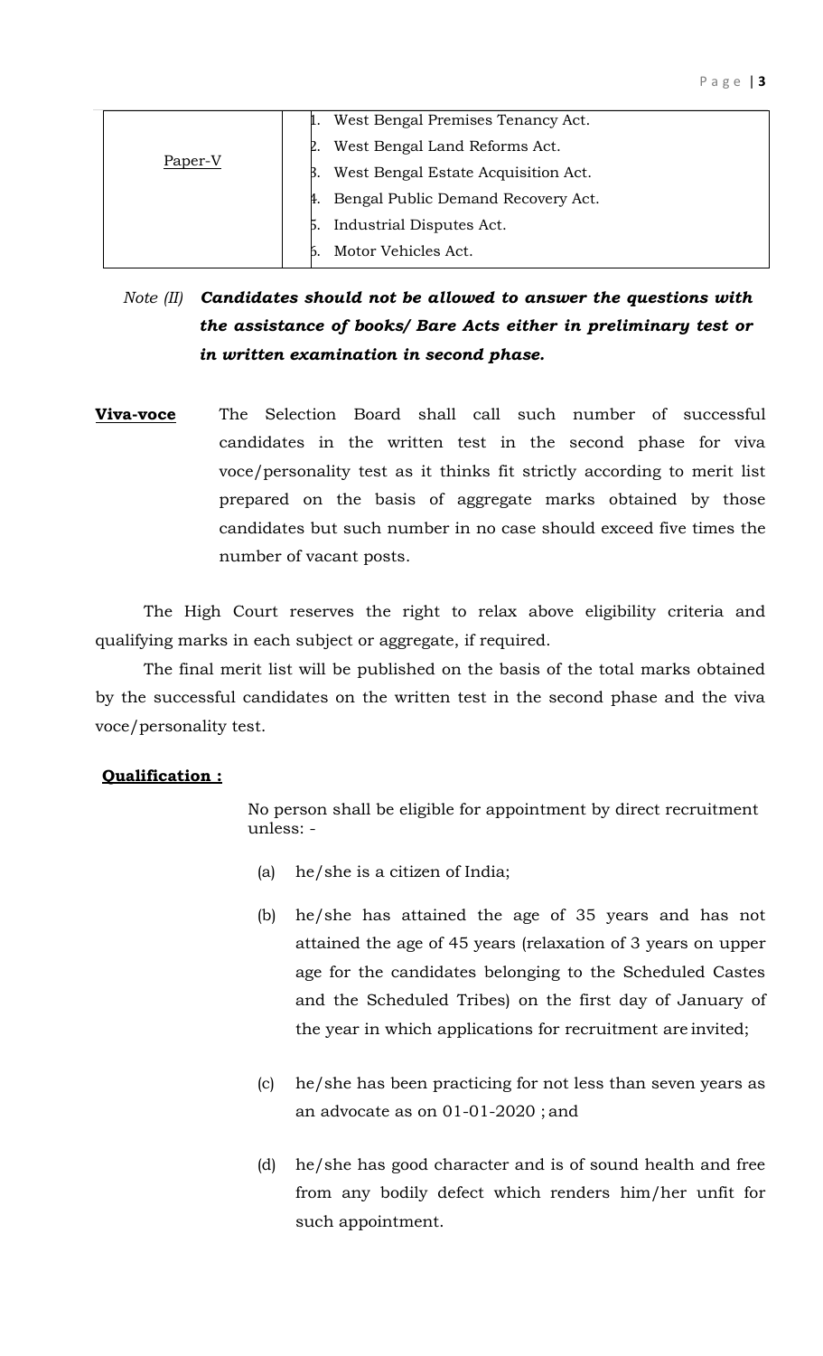| Paper-V | 1. West Bengal Premises Tenancy Act.<br>2. West Bengal Land Reforms Act.<br>3. West Bengal Estate Acquisition Act.<br>4. Bengal Public Demand Recovery Act.<br>5. Industrial Disputes Act.<br>6. Motor Vehicles Act. |
|---|---|

*Note (II)* ***Candidates should not be allowed to answer the questions with the assistance of books/ Bare Acts either in preliminary test or in written examination in second phase.***

**Viva-voce** The Selection Board shall call such number of successful candidates in the written test in the second phase for viva voce/personality test as it thinks fit strictly according to merit list prepared on the basis of aggregate marks obtained by those candidates but such number in no case should exceed five times the number of vacant posts.

The High Court reserves the right to relax above eligibility criteria and qualifying marks in each subject or aggregate, if required.

The final merit list will be published on the basis of the total marks obtained by the successful candidates on the written test in the second phase and the viva voce/personality test.

**Qualification :**

No person shall be eligible for appointment by direct recruitment unless: -

(a) he/she is a citizen of India;

(b) he/she has attained the age of 35 years and has not attained the age of 45 years (relaxation of 3 years on upper age for the candidates belonging to the Scheduled Castes and the Scheduled Tribes) on the first day of January of the year in which applications for recruitment are invited;

(c) he/she has been practicing for not less than seven years as an advocate as on 01-01-2020 ; and

(d) he/she has good character and is of sound health and free from any bodily defect which renders him/her unfit for such appointment.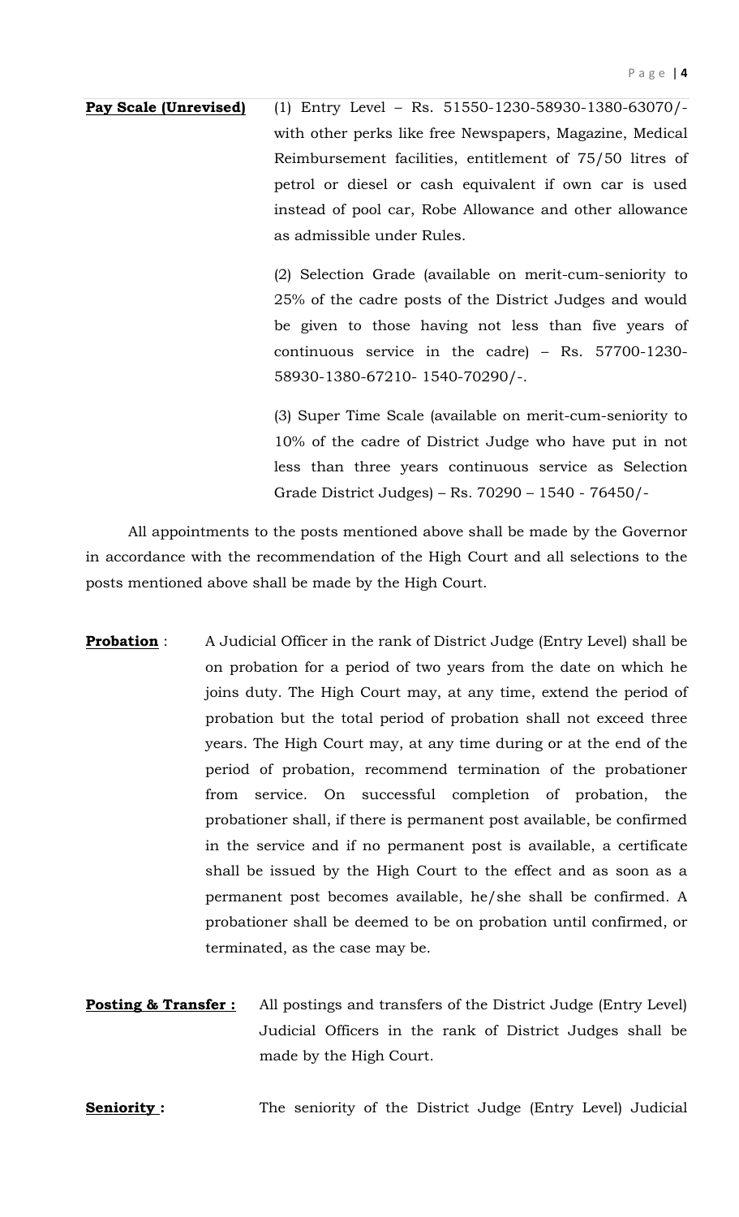**Pay Scale (Unrevised)** (1) Entry Level – Rs. 51550-1230-58930-1380-63070/- with other perks like free Newspapers, Magazine, Medical Reimbursement facilities, entitlement of 75/50 litres of petrol or diesel or cash equivalent if own car is used instead of pool car, Robe Allowance and other allowance as admissible under Rules.

(2) Selection Grade (available on merit-cum-seniority to 25% of the cadre posts of the District Judges and would be given to those having not less than five years of continuous service in the cadre) – Rs. 57700-1230-58930-1380-67210- 1540-70290/-.

(3) Super Time Scale (available on merit-cum-seniority to 10% of the cadre of District Judge who have put in not less than three years continuous service as Selection Grade District Judges) – Rs. 70290 – 1540 - 76450/-

All appointments to the posts mentioned above shall be made by the Governor in accordance with the recommendation of the High Court and all selections to the posts mentioned above shall be made by the High Court.

**Probation** : A Judicial Officer in the rank of District Judge (Entry Level) shall be on probation for a period of two years from the date on which he joins duty. The High Court may, at any time, extend the period of probation but the total period of probation shall not exceed three years. The High Court may, at any time during or at the end of the period of probation, recommend termination of the probationer from service. On successful completion of probation, the probationer shall, if there is permanent post available, be confirmed in the service and if no permanent post is available, a certificate shall be issued by the High Court to the effect and as soon as a permanent post becomes available, he/she shall be confirmed. A probationer shall be deemed to be on probation until confirmed, or terminated, as the case may be.

**Posting & Transfer :** All postings and transfers of the District Judge (Entry Level) Judicial Officers in the rank of District Judges shall be made by the High Court.

**Seniority :** The seniority of the District Judge (Entry Level) Judicial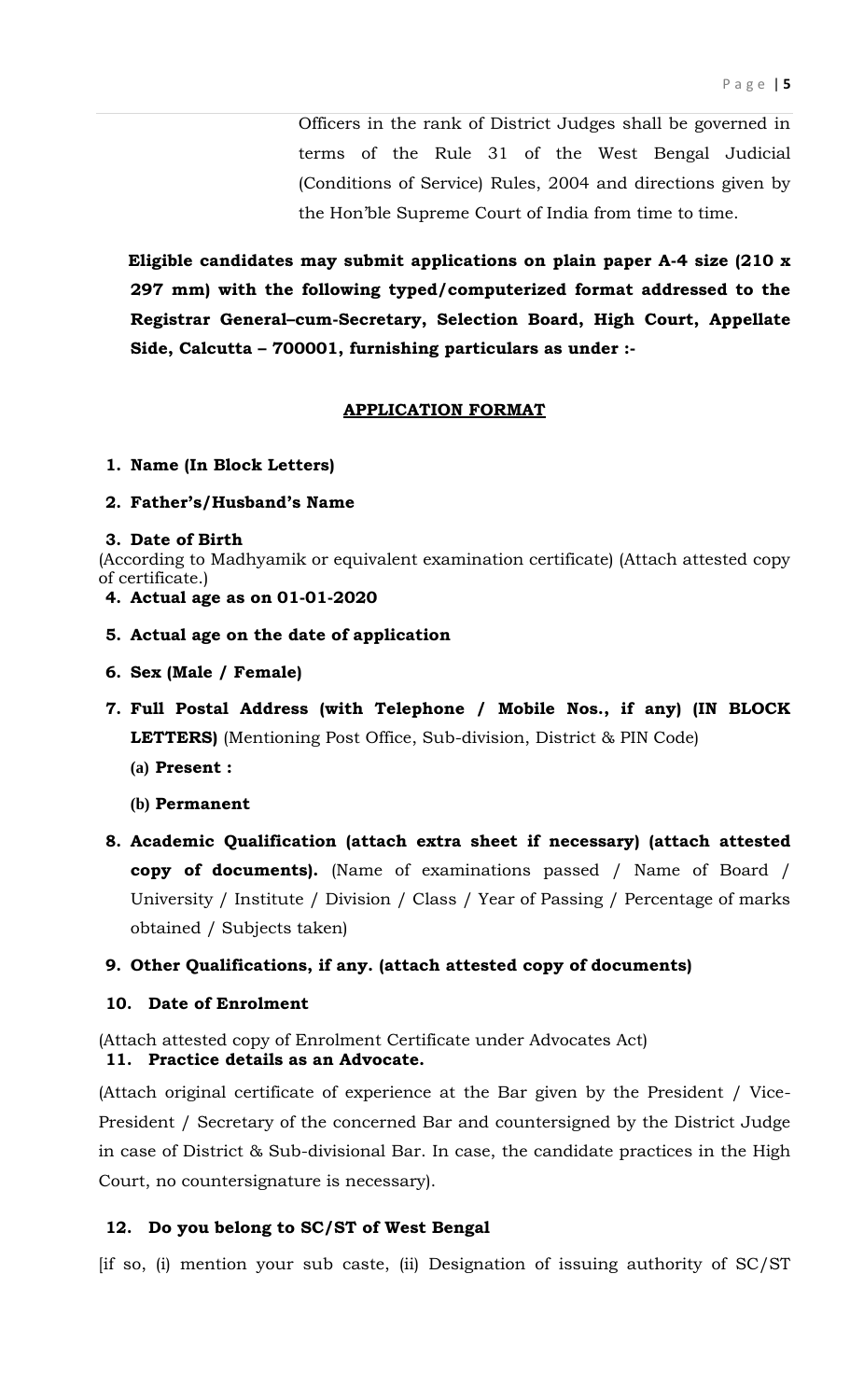Officers in the rank of District Judges shall be governed in terms of the Rule 31 of the West Bengal Judicial (Conditions of Service) Rules, 2004 and directions given by the Hon'ble Supreme Court of India from time to time.

**Eligible candidates may submit applications on plain paper A-4 size (210 x 297 mm) with the following typed/computerized format addressed to the Registrar General–cum-Secretary, Selection Board, High Court, Appellate Side, Calcutta – 700001, furnishing particulars as under :-**

## APPLICATION FORMAT

1. **Name (In Block Letters)**
2. **Father's/Husband's Name**
3. **Date of Birth**

(According to Madhyamik or equivalent examination certificate) (Attach attested copy of certificate.)

4. **Actual age as on 01-01-2020**
5. **Actual age on the date of application**
6. **Sex (Male / Female)**
7. **Full Postal Address (with Telephone / Mobile Nos., if any) (IN BLOCK LETTERS)** (Mentioning Post Office, Sub-division, District & PIN Code)
   - **(a) Present :**
   - **(b) Permanent**
8. **Academic Qualification (attach extra sheet if necessary) (attach attested copy of documents).** (Name of examinations passed / Name of Board / University / Institute / Division / Class / Year of Passing / Percentage of marks obtained / Subjects taken)
9. **Other Qualifications, if any. (attach attested copy of documents)**
10. **Date of Enrolment**

(Attach attested copy of Enrolment Certificate under Advocates Act)

11. **Practice details as an Advocate.**

(Attach original certificate of experience at the Bar given by the President / Vice-President / Secretary of the concerned Bar and countersigned by the District Judge in case of District & Sub-divisional Bar. In case, the candidate practices in the High Court, no countersignature is necessary).

12. **Do you belong to SC/ST of West Bengal**

[if so, (i) mention your sub caste, (ii) Designation of issuing authority of SC/ST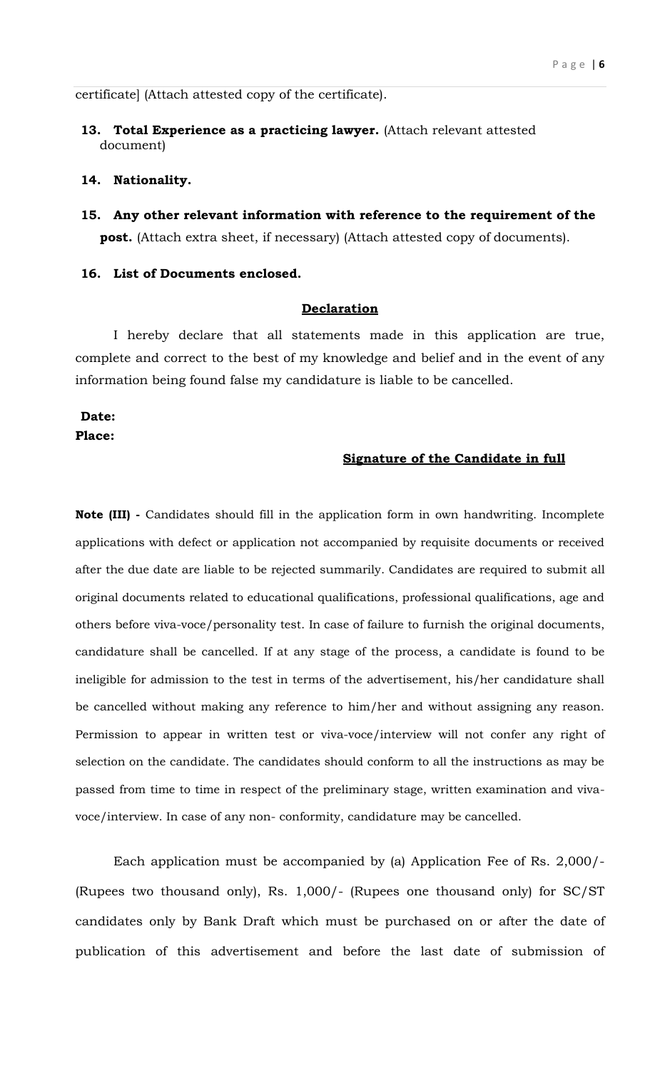certificate] (Attach attested copy of the certificate).

13. **Total Experience as a practicing lawyer.** (Attach relevant attested document)

14. **Nationality.**

15. **Any other relevant information with reference to the requirement of the post.** (Attach extra sheet, if necessary) (Attach attested copy of documents).

16. **List of Documents enclosed.**

**Declaration**

I hereby declare that all statements made in this application are true, complete and correct to the best of my knowledge and belief and in the event of any information being found false my candidature is liable to be cancelled.

**Date:**
**Place:**

**Signature of the Candidate in full**

**Note (III) -** Candidates should fill in the application form in own handwriting. Incomplete applications with defect or application not accompanied by requisite documents or received after the due date are liable to be rejected summarily. Candidates are required to submit all original documents related to educational qualifications, professional qualifications, age and others before viva-voce/personality test. In case of failure to furnish the original documents, candidature shall be cancelled. If at any stage of the process, a candidate is found to be ineligible for admission to the test in terms of the advertisement, his/her candidature shall be cancelled without making any reference to him/her and without assigning any reason. Permission to appear in written test or viva-voce/interview will not confer any right of selection on the candidate. The candidates should conform to all the instructions as may be passed from time to time in respect of the preliminary stage, written examination and viva-voce/interview. In case of any non- conformity, candidature may be cancelled.

Each application must be accompanied by (a) Application Fee of Rs. 2,000/- (Rupees two thousand only), Rs. 1,000/- (Rupees one thousand only) for SC/ST candidates only by Bank Draft which must be purchased on or after the date of publication of this advertisement and before the last date of submission of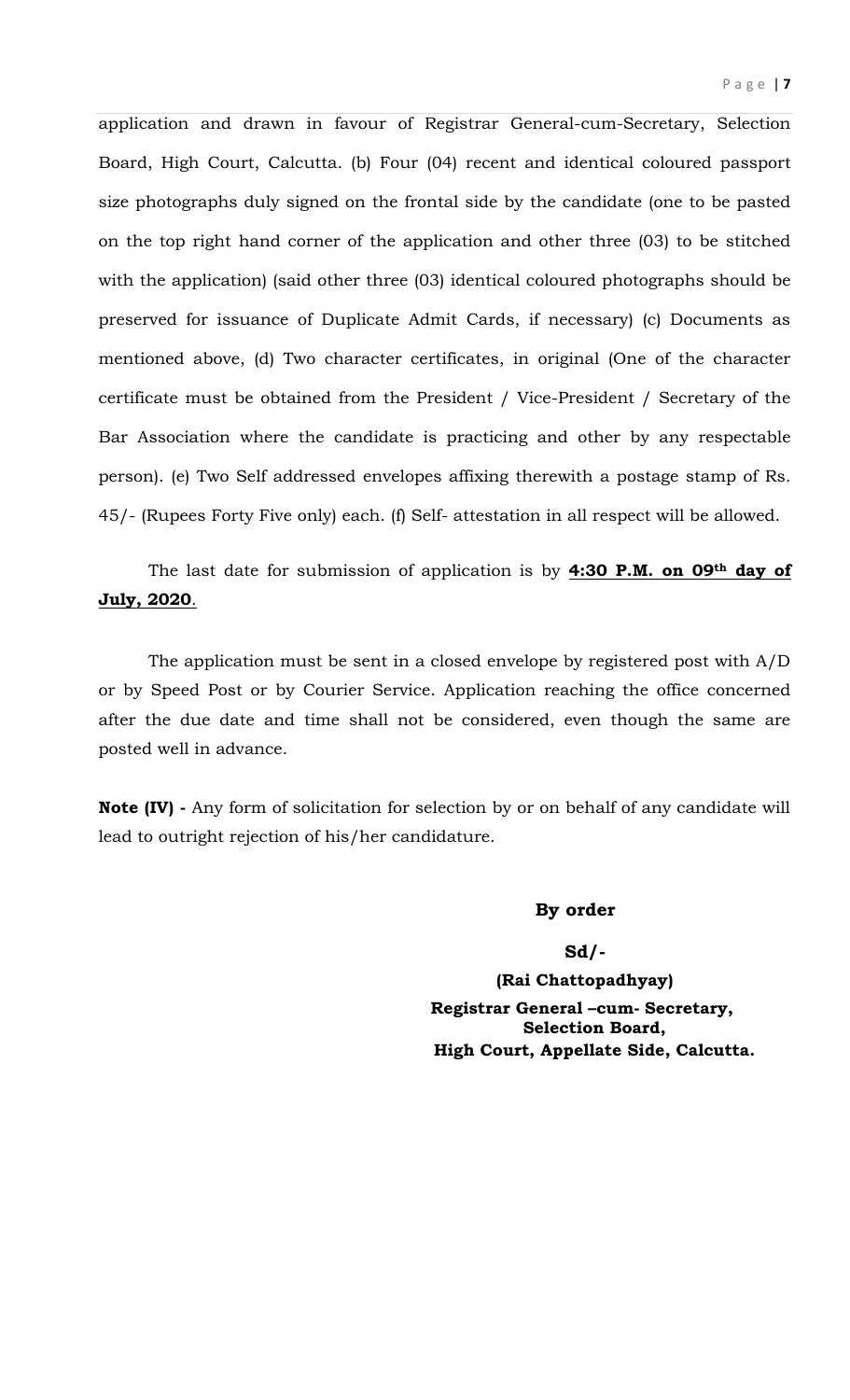application and drawn in favour of Registrar General-cum-Secretary, Selection Board, High Court, Calcutta. (b) Four (04) recent and identical coloured passport size photographs duly signed on the frontal side by the candidate (one to be pasted on the top right hand corner of the application and other three (03) to be stitched with the application) (said other three (03) identical coloured photographs should be preserved for issuance of Duplicate Admit Cards, if necessary) (c) Documents as mentioned above, (d) Two character certificates, in original (One of the character certificate must be obtained from the President / Vice-President / Secretary of the Bar Association where the candidate is practicing and other by any respectable person). (e) Two Self addressed envelopes affixing therewith a postage stamp of Rs. 45/- (Rupees Forty Five only) each. (f) Self- attestation in all respect will be allowed.

The last date for submission of application is by **4:30 P.M. on 09th day of July, 2020**.

The application must be sent in a closed envelope by registered post with A/D or by Speed Post or by Courier Service. Application reaching the office concerned after the due date and time shall not be considered, even though the same are posted well in advance.

**Note (IV) -** Any form of solicitation for selection by or on behalf of any candidate will lead to outright rejection of his/her candidature.

**By order**

**Sd/-**

**(Rai Chattopadhyay)**

**Registrar General –cum- Secretary, Selection Board, High Court, Appellate Side, Calcutta.**